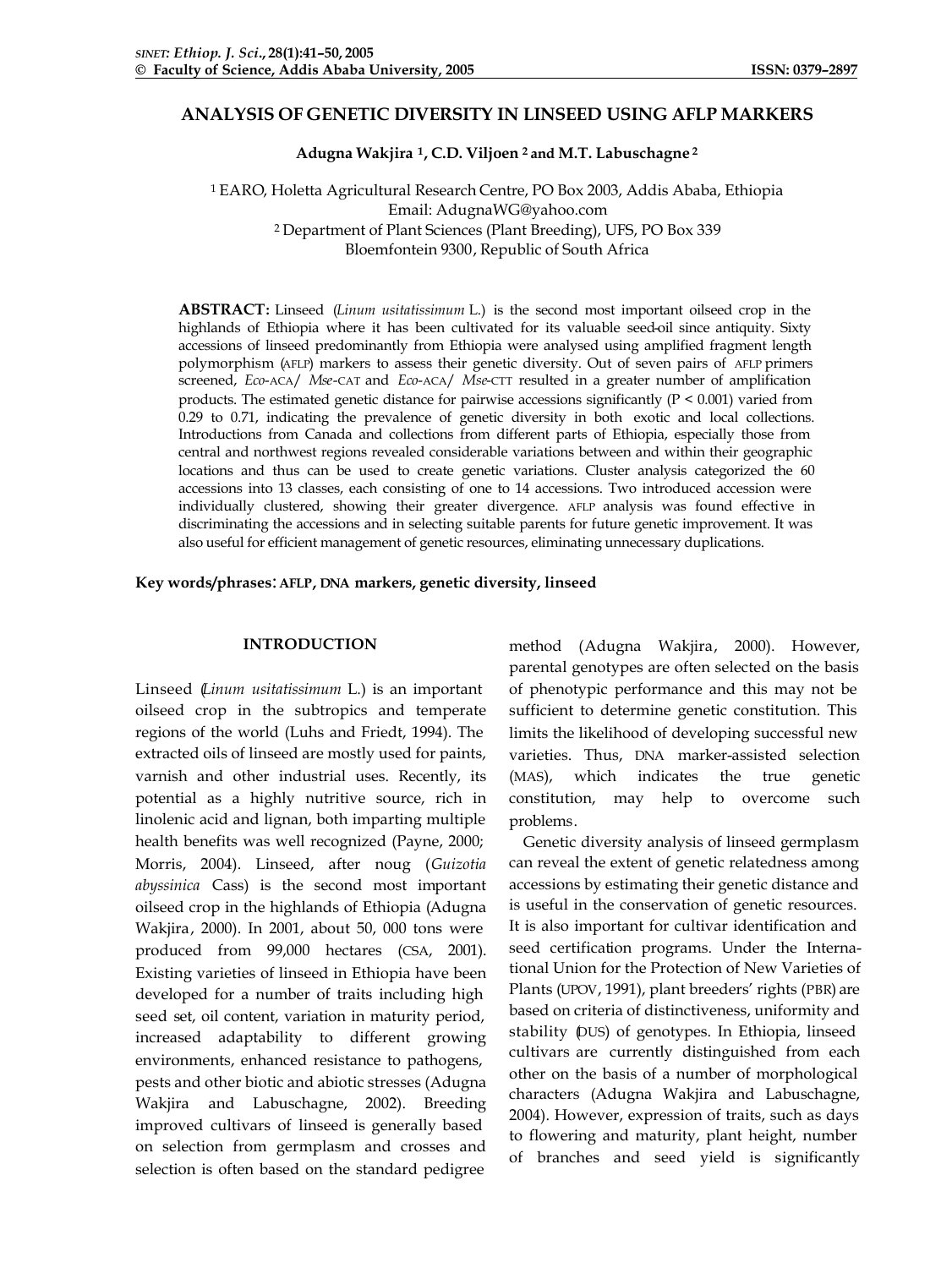# ANALYSIS OF GENETIC DIVERSITY IN LINSEED USING AFLP MARKERS

**Adugna Wakjira [1], C.D. Viljoen [2] and M.T. Labuschagne [2]**

[1] EARO, Holetta Agricultural Research Centre, PO Box 2003, Addis Ababa, Ethiopia
Email: AdugnaWG@yahoo.com
[2] Department of Plant Sciences (Plant Breeding), UFS, PO Box 339
Bloemfontein 9300, Republic of South Africa

**ABSTRACT:** Linseed (*Linum usitatissimum* L.) is the second most important oilseed crop in the highlands of Ethiopia where it has been cultivated for its valuable seed-oil since antiquity. Sixty accessions of linseed predominantly from Ethiopia were analysed using amplified fragment length polymorphism (AFLP) markers to assess their genetic diversity. Out of seven pairs of AFLP primers screened, *Eco*-ACA/ *Mse*-CAT and *Eco*-ACA/ *Mse*-CTT resulted in a greater number of amplification products. The estimated genetic distance for pairwise accessions significantly ($P < 0.001$) varied from 0.29 to 0.71, indicating the prevalence of genetic diversity in both exotic and local collections. Introductions from Canada and collections from different parts of Ethiopia, especially those from central and northwest regions revealed considerable variations between and within their geographic locations and thus can be used to create genetic variations. Cluster analysis categorized the 60 accessions into 13 classes, each consisting of one to 14 accessions. Two introduced accession were individually clustered, showing their greater divergence. AFLP analysis was found effective in discriminating the accessions and in selecting suitable parents for future genetic improvement. It was also useful for efficient management of genetic resources, eliminating unnecessary duplications.

**Key words/phrases**: **AFLP, DNA markers, genetic diversity, linseed**

## INTRODUCTION

Linseed (*Linum usitatissimum* L.) is an important oilseed crop in the subtropics and temperate regions of the world (Luhs and Friedt, 1994). The extracted oils of linseed are mostly used for paints, varnish and other industrial uses. Recently, its potential as a highly nutritive source, rich in linolenic acid and lignan, both imparting multiple health benefits was well recognized (Payne, 2000; Morris, 2004). Linseed, after noug (*Guizotia abyssinica* Cass) is the second most important oilseed crop in the highlands of Ethiopia (Adugna Wakjira, 2000). In 2001, about 50, 000 tons were produced from 99,000 hectares (CSA, 2001). Existing varieties of linseed in Ethiopia have been developed for a number of traits including high seed set, oil content, variation in maturity period, increased adaptability to different growing environments, enhanced resistance to pathogens, pests and other biotic and abiotic stresses (Adugna Wakjira and Labuschagne, 2002). Breeding improved cultivars of linseed is generally based on selection from germplasm and crosses and selection is often based on the standard pedigree method (Adugna Wakjira, 2000). However, parental genotypes are often selected on the basis of phenotypic performance and this may not be sufficient to determine genetic constitution. This limits the likelihood of developing successful new varieties. Thus, DNA marker-assisted selection (MAS), which indicates the true genetic constitution, may help to overcome such problems.

Genetic diversity analysis of linseed germplasm can reveal the extent of genetic relatedness among accessions by estimating their genetic distance and is useful in the conservation of genetic resources. It is also important for cultivar identification and seed certification programs. Under the International Union for the Protection of New Varieties of Plants (UPOV, 1991), plant breeders' rights (PBR) are based on criteria of distinctiveness, uniformity and stability (DUS) of genotypes. In Ethiopia, linseed cultivars are currently distinguished from each other on the basis of a number of morphological characters (Adugna Wakjira and Labuschagne, 2004). However, expression of traits, such as days to flowering and maturity, plant height, number of branches and seed yield is significantly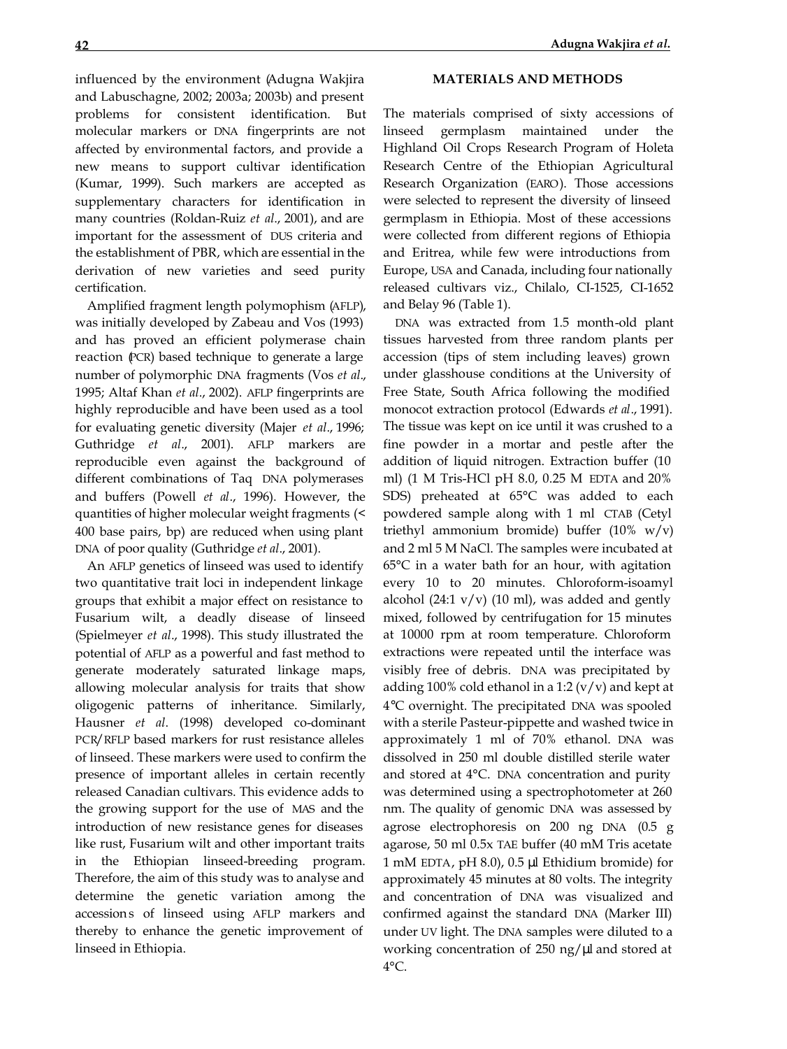influenced by the environment (Adugna Wakjira and Labuschagne, 2002; 2003a; 2003b) and present problems for consistent identification. But molecular markers or DNA fingerprints are not affected by environmental factors, and provide a new means to support cultivar identification (Kumar, 1999). Such markers are accepted as supplementary characters for identification in many countries (Roldan-Ruiz *et al*., 2001), and are important for the assessment of DUS criteria and the establishment of PBR, which are essential in the derivation of new varieties and seed purity certification.

Amplified fragment length polymophism (AFLP), was initially developed by Zabeau and Vos (1993) and has proved an efficient polymerase chain reaction (PCR) based technique to generate a large number of polymorphic DNA fragments (Vos *et al*., 1995; Altaf Khan *et al*., 2002). AFLP fingerprints are highly reproducible and have been used as a tool for evaluating genetic diversity (Majer *et al*., 1996; Guthridge *et al*., 2001). AFLP markers are reproducible even against the background of different combinations of Taq DNA polymerases and buffers (Powell *et al*., 1996). However, the quantities of higher molecular weight fragments (< 400 base pairs, bp) are reduced when using plant DNA of poor quality (Guthridge *et al*., 2001).

An AFLP genetics of linseed was used to identify two quantitative trait loci in independent linkage groups that exhibit a major effect on resistance to Fusarium wilt, a deadly disease of linseed (Spielmeyer *et al*., 1998). This study illustrated the potential of AFLP as a powerful and fast method to generate moderately saturated linkage maps, allowing molecular analysis for traits that show oligogenic patterns of inheritance. Similarly, Hausner *et al*. (1998) developed co-dominant PCR/RFLP based markers for rust resistance alleles of linseed. These markers were used to confirm the presence of important alleles in certain recently released Canadian cultivars. This evidence adds to the growing support for the use of MAS and the introduction of new resistance genes for diseases like rust, Fusarium wilt and other important traits in the Ethiopian linseed-breeding program. Therefore, the aim of this study was to analyse and determine the genetic variation among the accessions of linseed using AFLP markers and thereby to enhance the genetic improvement of linseed in Ethiopia.

## MATERIALS AND METHODS

The materials comprised of sixty accessions of linseed germplasm maintained under the Highland Oil Crops Research Program of Holeta Research Centre of the Ethiopian Agricultural Research Organization (EARO). Those accessions were selected to represent the diversity of linseed germplasm in Ethiopia. Most of these accessions were collected from different regions of Ethiopia and Eritrea, while few were introductions from Europe, USA and Canada, including four nationally released cultivars viz., Chilalo, CI-1525, CI-1652 and Belay 96 (Table 1).

DNA was extracted from 1.5 month-old plant tissues harvested from three random plants per accession (tips of stem including leaves) grown under glasshouse conditions at the University of Free State, South Africa following the modified monocot extraction protocol (Edwards *et al*., 1991). The tissue was kept on ice until it was crushed to a fine powder in a mortar and pestle after the addition of liquid nitrogen. Extraction buffer (10 ml) (1 M Tris-HCl pH 8.0, 0.25 M EDTA and 20% SDS) preheated at 65°C was added to each powdered sample along with 1 ml CTAB (Cetyl triethyl ammonium bromide) buffer (10% w/v) and 2 ml 5 M NaCl. The samples were incubated at 65°C in a water bath for an hour, with agitation every 10 to 20 minutes. Chloroform-isoamyl alcohol (24:1 v/v) (10 ml), was added and gently mixed, followed by centrifugation for 15 minutes at 10000 rpm at room temperature. Chloroform extractions were repeated until the interface was visibly free of debris. DNA was precipitated by adding 100% cold ethanol in a 1:2 (v/v) and kept at 4°C overnight. The precipitated DNA was spooled with a sterile Pasteur-pippette and washed twice in approximately 1 ml of 70% ethanol. DNA was dissolved in 250 ml double distilled sterile water and stored at 4°C. DNA concentration and purity was determined using a spectrophotometer at 260 nm. The quality of genomic DNA was assessed by agrose electrophoresis on 200 ng DNA (0.5 g agarose, 50 ml 0.5x TAE buffer (40 mM Tris acetate 1 mM EDTA, pH 8.0), 0.5 µl Ethidium bromide) for approximately 45 minutes at 80 volts. The integrity and concentration of DNA was visualized and confirmed against the standard DNA (Marker III) under UV light. The DNA samples were diluted to a working concentration of 250 ng/µl and stored at 4°C.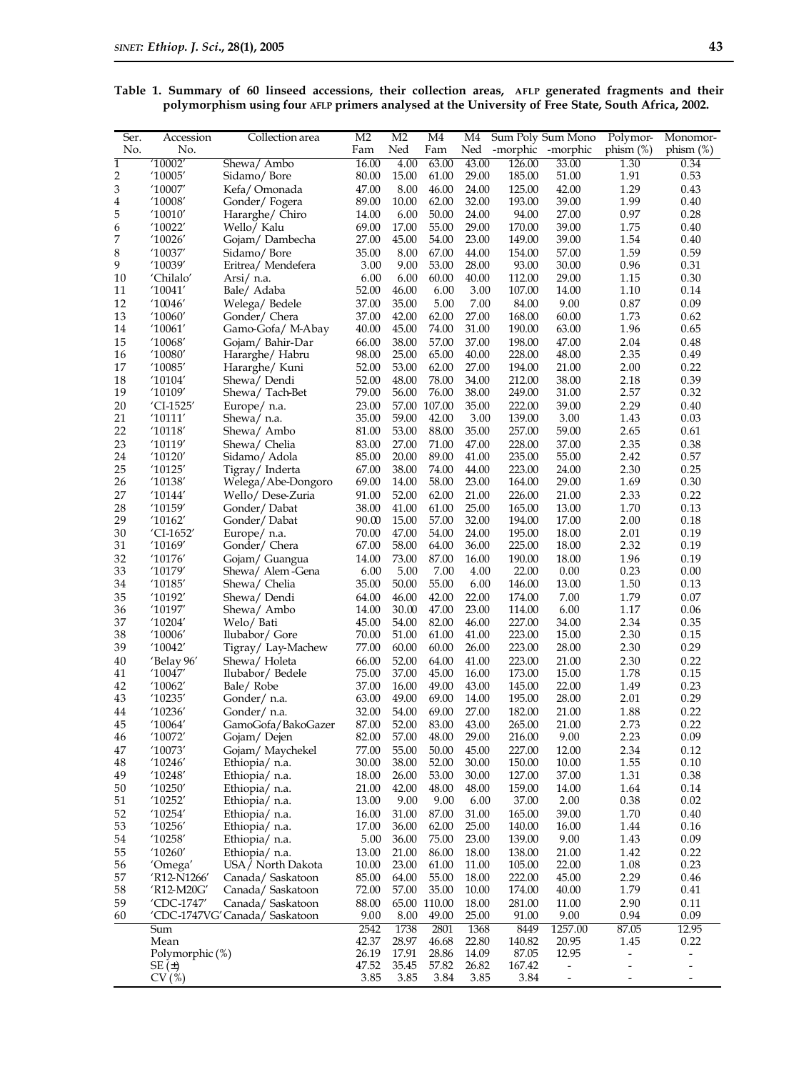**Table 1. Summary of 60 linseed accessions, their collection areas, AFLP generated fragments and their polymorphism using four AFLP primers analysed at the University of Free State, South Africa, 2002.**

| Ser. No. | Accession No. | Collection area | M2 Fam | M2 Ned | M4 Fam | M4 Ned | Sum Poly -morphic | Sum Mono -morphic | Polymor-phism (%) | Monomor-phism (%) |
|---|---|---|---|---|---|---|---|---|---|---|
| 1 | '10002' | Shewa/ Ambo | 16.00 | 4.00 | 63.00 | 43.00 | 126.00 | 33.00 | 1.30 | 0.34 |
| 2 | '10005' | Sidamo/ Bore | 80.00 | 15.00 | 61.00 | 29.00 | 185.00 | 51.00 | 1.91 | 0.53 |
| 3 | '10007' | Kefa/ Omonada | 47.00 | 8.00 | 46.00 | 24.00 | 125.00 | 42.00 | 1.29 | 0.43 |
| 4 | '10008' | Gonder/ Fogera | 89.00 | 10.00 | 62.00 | 32.00 | 193.00 | 39.00 | 1.99 | 0.40 |
| 5 | '10010' | Hararghe/ Chiro | 14.00 | 6.00 | 50.00 | 24.00 | 94.00 | 27.00 | 0.97 | 0.28 |
| 6 | '10022' | Wello/ Kalu | 69.00 | 17.00 | 55.00 | 29.00 | 170.00 | 39.00 | 1.75 | 0.40 |
| 7 | '10026' | Gojam/ Dambecha | 27.00 | 45.00 | 54.00 | 23.00 | 149.00 | 39.00 | 1.54 | 0.40 |
| 8 | '10037' | Sidamo/ Bore | 35.00 | 8.00 | 67.00 | 44.00 | 154.00 | 57.00 | 1.59 | 0.59 |
| 9 | '10039' | Eritrea/ Mendefera | 3.00 | 9.00 | 53.00 | 28.00 | 93.00 | 30.00 | 0.96 | 0.31 |
| 10 | 'Chilalo' | Arsi/ n.a. | 6.00 | 6.00 | 60.00 | 40.00 | 112.00 | 29.00 | 1.15 | 0.30 |
| 11 | '10041' | Bale/ Adaba | 52.00 | 46.00 | 6.00 | 3.00 | 107.00 | 14.00 | 1.10 | 0.14 |
| 12 | '10046' | Welega/ Bedele | 37.00 | 35.00 | 5.00 | 7.00 | 84.00 | 9.00 | 0.87 | 0.09 |
| 13 | '10060' | Gonder/ Chera | 37.00 | 42.00 | 62.00 | 27.00 | 168.00 | 60.00 | 1.73 | 0.62 |
| 14 | '10061' | Gamo-Gofa/ M-Abay | 40.00 | 45.00 | 74.00 | 31.00 | 190.00 | 63.00 | 1.96 | 0.65 |
| 15 | '10068' | Gojam/ Bahir-Dar | 66.00 | 38.00 | 57.00 | 37.00 | 198.00 | 47.00 | 2.04 | 0.48 |
| 16 | '10080' | Hararghe/ Habru | 98.00 | 25.00 | 65.00 | 40.00 | 228.00 | 48.00 | 2.35 | 0.49 |
| 17 | '10085' | Hararghe/ Kuni | 52.00 | 53.00 | 62.00 | 27.00 | 194.00 | 21.00 | 2.00 | 0.22 |
| 18 | '10104' | Shewa/ Dendi | 52.00 | 48.00 | 78.00 | 34.00 | 212.00 | 38.00 | 2.18 | 0.39 |
| 19 | '10109' | Shewa/ Tach-Bet | 79.00 | 56.00 | 76.00 | 38.00 | 249.00 | 31.00 | 2.57 | 0.32 |
| 20 | 'CI-1525' | Europe/ n.a. | 23.00 | 57.00 | 107.00 | 35.00 | 222.00 | 39.00 | 2.29 | 0.40 |
| 21 | '10111' | Shewa/ n.a. | 35.00 | 59.00 | 42.00 | 3.00 | 139.00 | 3.00 | 1.43 | 0.03 |
| 22 | '10118' | Shewa/ Ambo | 81.00 | 53.00 | 88.00 | 35.00 | 257.00 | 59.00 | 2.65 | 0.61 |
| 23 | '10119' | Shewa/ Chelia | 83.00 | 27.00 | 71.00 | 47.00 | 228.00 | 37.00 | 2.35 | 0.38 |
| 24 | '10120' | Sidamo/ Adola | 85.00 | 20.00 | 89.00 | 41.00 | 235.00 | 55.00 | 2.42 | 0.57 |
| 25 | '10125' | Tigray/ Inderta | 67.00 | 38.00 | 74.00 | 44.00 | 223.00 | 24.00 | 2.30 | 0.25 |
| 26 | '10138' | Welega/Abe-Dongoro | 69.00 | 14.00 | 58.00 | 23.00 | 164.00 | 29.00 | 1.69 | 0.30 |
| 27 | '10144' | Wello/ Dese-Zuria | 91.00 | 52.00 | 62.00 | 21.00 | 226.00 | 21.00 | 2.33 | 0.22 |
| 28 | '10159' | Gonder/ Dabat | 38.00 | 41.00 | 61.00 | 25.00 | 165.00 | 13.00 | 1.70 | 0.13 |
| 29 | '10162' | Gonder/ Dabat | 90.00 | 15.00 | 57.00 | 32.00 | 194.00 | 17.00 | 2.00 | 0.18 |
| 30 | 'CI-1652' | Europe/ n.a. | 70.00 | 47.00 | 54.00 | 24.00 | 195.00 | 18.00 | 2.01 | 0.19 |
| 31 | '10169' | Gonder/ Chera | 67.00 | 58.00 | 64.00 | 36.00 | 225.00 | 18.00 | 2.32 | 0.19 |
| 32 | '10176' | Gojam/ Guangua | 14.00 | 73.00 | 87.00 | 16.00 | 190.00 | 18.00 | 1.96 | 0.19 |
| 33 | '10179' | Shewa/ Alem-Gena | 6.00 | 5.00 | 7.00 | 4.00 | 22.00 | 0.00 | 0.23 | 0.00 |
| 34 | '10185' | Shewa/ Chelia | 35.00 | 50.00 | 55.00 | 6.00 | 146.00 | 13.00 | 1.50 | 0.13 |
| 35 | '10192' | Shewa/ Dendi | 64.00 | 46.00 | 42.00 | 22.00 | 174.00 | 7.00 | 1.79 | 0.07 |
| 36 | '10197' | Shewa/ Ambo | 14.00 | 30.00 | 47.00 | 23.00 | 114.00 | 6.00 | 1.17 | 0.06 |
| 37 | '10204' | Welo/ Bati | 45.00 | 54.00 | 82.00 | 46.00 | 227.00 | 34.00 | 2.34 | 0.35 |
| 38 | '10006' | Ilubabor/ Gore | 70.00 | 51.00 | 61.00 | 41.00 | 223.00 | 15.00 | 2.30 | 0.15 |
| 39 | '10042' | Tigray/ Lay-Machew | 77.00 | 60.00 | 60.00 | 26.00 | 223.00 | 28.00 | 2.30 | 0.29 |
| 40 | 'Belay 96' | Shewa/ Holeta | 66.00 | 52.00 | 64.00 | 41.00 | 223.00 | 21.00 | 2.30 | 0.22 |
| 41 | '10047' | Ilubabor/ Bedele | 75.00 | 37.00 | 45.00 | 16.00 | 173.00 | 15.00 | 1.78 | 0.15 |
| 42 | '10062' | Bale/ Robe | 37.00 | 16.00 | 49.00 | 43.00 | 145.00 | 22.00 | 1.49 | 0.23 |
| 43 | '10235' | Gonder/ n.a. | 63.00 | 49.00 | 69.00 | 14.00 | 195.00 | 28.00 | 2.01 | 0.29 |
| 44 | '10236' | Gonder/ n.a. | 32.00 | 54.00 | 69.00 | 27.00 | 182.00 | 21.00 | 1.88 | 0.22 |
| 45 | '10064' | GamoGofa/BakoGazer | 87.00 | 52.00 | 83.00 | 43.00 | 265.00 | 21.00 | 2.73 | 0.22 |
| 46 | '10072' | Gojam/ Dejen | 82.00 | 57.00 | 48.00 | 29.00 | 216.00 | 9.00 | 2.23 | 0.09 |
| 47 | '10073' | Gojam/ Maychekel | 77.00 | 55.00 | 50.00 | 45.00 | 227.00 | 12.00 | 2.34 | 0.12 |
| 48 | '10246' | Ethiopia/ n.a. | 30.00 | 38.00 | 52.00 | 30.00 | 150.00 | 10.00 | 1.55 | 0.10 |
| 49 | '10248' | Ethiopia/ n.a. | 18.00 | 26.00 | 53.00 | 30.00 | 127.00 | 37.00 | 1.31 | 0.38 |
| 50 | '10250' | Ethiopia/ n.a. | 21.00 | 42.00 | 48.00 | 48.00 | 159.00 | 14.00 | 1.64 | 0.14 |
| 51 | '10252' | Ethiopia/ n.a. | 13.00 | 9.00 | 9.00 | 6.00 | 37.00 | 2.00 | 0.38 | 0.02 |
| 52 | '10254' | Ethiopia/ n.a. | 16.00 | 31.00 | 87.00 | 31.00 | 165.00 | 39.00 | 1.70 | 0.40 |
| 53 | '10256' | Ethiopia/ n.a. | 17.00 | 36.00 | 62.00 | 25.00 | 140.00 | 16.00 | 1.44 | 0.16 |
| 54 | '10258' | Ethiopia/ n.a. | 5.00 | 36.00 | 75.00 | 23.00 | 139.00 | 9.00 | 1.43 | 0.09 |
| 55 | '10260' | Ethiopia/ n.a. | 13.00 | 21.00 | 86.00 | 18.00 | 138.00 | 21.00 | 1.42 | 0.22 |
| 56 | 'Omega' | USA/ North Dakota | 10.00 | 23.00 | 61.00 | 11.00 | 105.00 | 22.00 | 1.08 | 0.23 |
| 57 | 'R12-N1266' | Canada/ Saskatoon | 85.00 | 64.00 | 55.00 | 18.00 | 222.00 | 45.00 | 2.29 | 0.46 |
| 58 | 'R12-M20G' | Canada/ Saskatoon | 72.00 | 57.00 | 35.00 | 10.00 | 174.00 | 40.00 | 1.79 | 0.41 |
| 59 | 'CDC-1747' | Canada/ Saskatoon | 88.00 | 65.00 | 110.00 | 18.00 | 281.00 | 11.00 | 2.90 | 0.11 |
| 60 | 'CDC-1747VG' | Canada/ Saskatoon | 9.00 | 8.00 | 49.00 | 25.00 | 91.00 | 9.00 | 0.94 | 0.09 |
| | Sum | | 2542 | 1738 | 2801 | 1368 | 8449 | 1257.00 | 87.05 | 12.95 |
| | Mean | | 42.37 | 28.97 | 46.68 | 22.80 | 140.82 | 20.95 | 1.45 | 0.22 |
| | Polymorphic (%) | | 26.19 | 17.91 | 28.86 | 14.09 | 87.05 | 12.95 | - | - |
| | SE (±) | | 47.52 | 35.45 | 57.82 | 26.82 | 167.42 | - | - | - |
| | CV (%) | | 3.85 | 3.85 | 3.84 | 3.85 | 3.84 | - | - | - |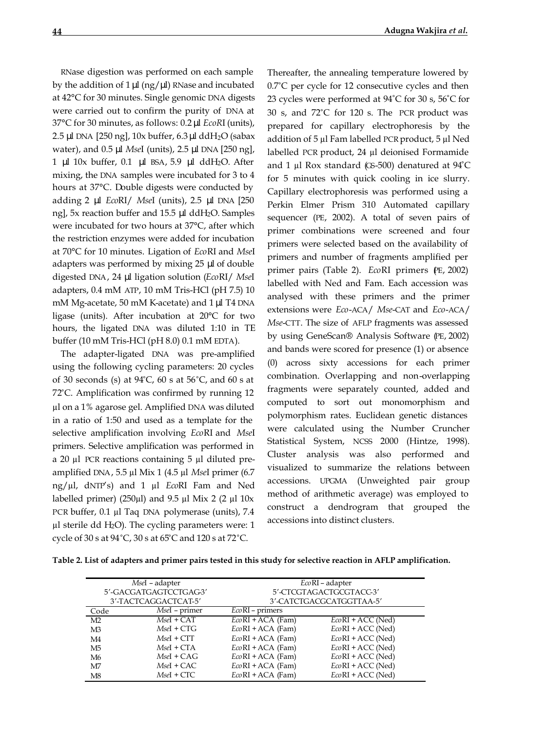RNase digestion was performed on each sample by the addition of 1 µl (ng/µl) RNase and incubated at 42°C for 30 minutes. Single genomic DNA digests were carried out to confirm the purity of DNA at 37°C for 30 minutes, as follows: 0.2 µl *EcoR*I (units), 2.5 µl DNA [250 ng], 10x buffer, 6.3 µl ddH$_2$O (sabax water), and 0.5 µl *Mse*I (units), 2.5 µl DNA [250 ng], 1 µl 10x buffer, 0.1 µl BSA, 5.9 µl ddH$_2$O. After mixing, the DNA samples were incubated for 3 to 4 hours at 37°C. Double digests were conducted by adding 2 µl *Eco*RI/ *Mse*I (units), 2.5 µl DNA [250 ng], 5x reaction buffer and 15.5 µl ddH$_2$O. Samples were incubated for two hours at 37°C, after which the restriction enzymes were added for incubation at 70°C for 10 minutes. Ligation of *Eco*RI and *Mse*I adapters was performed by mixing 25 µl of double digested DNA, 24 µl ligation solution (*Eco*RI/ *Mse*I adapters, 0.4 mM ATP, 10 mM Tris-HCl (pH 7.5) 10 mM Mg-acetate, 50 mM K-acetate) and 1 µl T4 DNA ligase (units). After incubation at 20°C for two hours, the ligated DNA was diluted 1:10 in TE buffer (10 mM Tris-HCl (pH 8.0) 0.1 mM EDTA).

The adapter-ligated DNA was pre-amplified using the following cycling parameters: 20 cycles of 30 seconds (s) at 94˚C, 60 s at 56˚C, and 60 s at 72˚C. Amplification was confirmed by running 12 µl on a 1% agarose gel. Amplified DNA was diluted in a ratio of 1:50 and used as a template for the selective amplification involving *Eco*RI and *Mse*I primers. Selective amplification was performed in a 20 µl PCR reactions containing 5 µl diluted pre-amplified DNA, 5.5 µl Mix 1 (4.5 µl *Mse*I primer (6.7 ng/µl, dNTP's) and 1 µl *Eco*RI Fam and Ned labelled primer) (250µl) and 9.5 µl Mix 2 (2 µl 10x PCR buffer, 0.1 µl Taq DNA polymerase (units), 7.4 µl sterile dd H$_2$O). The cycling parameters were: 1 cycle of 30 s at 94˚C, 30 s at 65˚C and 120 s at 72˚C. Thereafter, the annealing temperature lowered by 0.7˚C per cycle for 12 consecutive cycles and then 23 cycles were performed at 94˚C for 30 s, 56˚C for 30 s, and 72˚C for 120 s. The PCR product was prepared for capillary electrophoresis by the addition of 5 µl Fam labelled PCR product, 5 µl Ned labelled PCR product, 24 µl deionised Formamide and 1 µl Rox standard (GS-500) denatured at 94˚C for 5 minutes with quick cooling in ice slurry. Capillary electrophoresis was performed using a Perkin Elmer Prism 310 Automated capillary sequencer (PE, 2002). A total of seven pairs of primer combinations were screened and four primers were selected based on the availability of primers and number of fragments amplified per primer pairs (Table 2). *Eco*RI primers (PE, 2002) labelled with Ned and Fam. Each accession was analysed with these primers and the primer extensions were *Eco*-ACA/ *Mse*-CAT and *Eco*-ACA/ *Mse*-CTT. The size of AFLP fragments was assessed by using GeneScan® Analysis Software (PE, 2002) and bands were scored for presence (1) or absence (0) across sixty accessions for each primer combination. Overlapping and non-overlapping fragments were separately counted, added and computed to sort out monomorphism and polymorphism rates. Euclidean genetic distances were calculated using the Number Cruncher Statistical System, NCSS 2000 (Hintze, 1998). Cluster analysis was also performed and visualized to summarize the relations between accessions. UPGMA (Unweighted pair group method of arithmetic average) was employed to construct a dendrogram that grouped the accessions into distinct clusters.

**Table 2. List of adapters and primer pairs tested in this study for selective reaction in AFLP amplification.**

| *Mse*I – adapter | | *Eco*RI – adapter | |
|---|---|---|---|
| 5'-GACGATGAGTCCTGAG-3' | | 5'-CTCGTAGACTGCGTACC-3' | |
| 3'-TACTCAGGACTCAT-5' | | 3'-CATCTGACGCATGGTTAA-5' | |
| Code | *Mse*I – primer | *Eco*RI – primers | |
| M2 | *Mse*I + CAT | *Eco*RI + ACA (Fam) | *Eco*RI + ACC (Ned) |
| M3 | *Mse*I + CTG | *Eco*RI + ACA (Fam) | *Eco*RI + ACC (Ned) |
| M4 | *Mse*I + CTT | *Eco*RI + ACA (Fam) | *Eco*RI + ACC (Ned) |
| M5 | *Mse*I + CTA | *Eco*RI + ACA (Fam) | *Eco*RI + ACC (Ned) |
| M6 | *Mse*I + CAG | *Eco*RI + ACA (Fam) | *Eco*RI + ACC (Ned) |
| M7 | *Mse*I + CAC | *Eco*RI + ACA (Fam) | *Eco*RI + ACC (Ned) |
| M8 | *Mse*I + CTC | *Eco*RI + ACA (Fam) | *Eco*RI + ACC (Ned) |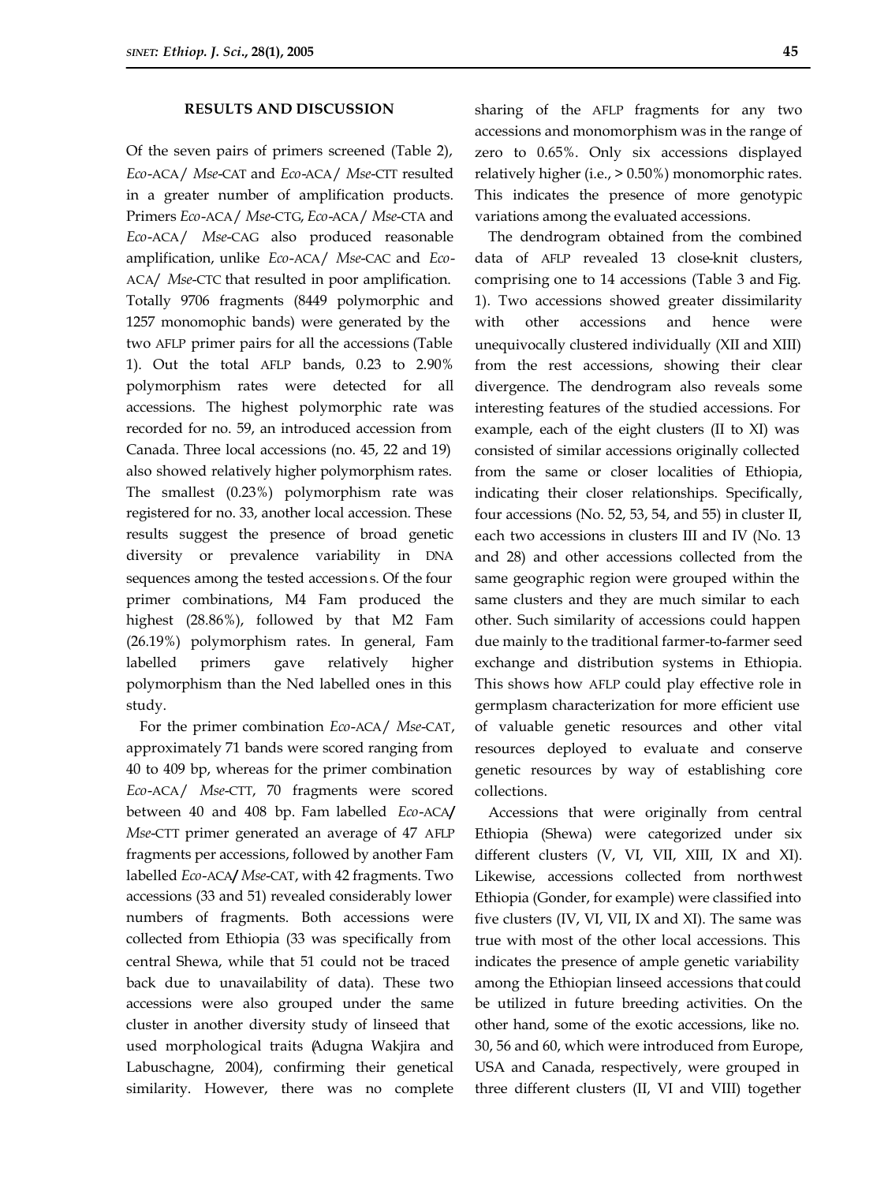## RESULTS AND DISCUSSION

Of the seven pairs of primers screened (Table 2), *Eco*-ACA/ *Mse*-CAT and *Eco*-ACA/ *Mse*-CTT resulted in a greater number of amplification products. Primers *Eco*-ACA/ *Mse*-CTG, *Eco*-ACA/ *Mse*-CTA and *Eco*-ACA/ *Mse*-CAG also produced reasonable amplification, unlike *Eco*-ACA/ *Mse*-CAC and *Eco*-ACA/ *Mse*-CTC that resulted in poor amplification. Totally 9706 fragments (8449 polymorphic and 1257 monomophic bands) were generated by the two AFLP primer pairs for all the accessions (Table 1). Out the total AFLP bands, 0.23 to 2.90% polymorphism rates were detected for all accessions. The highest polymorphic rate was recorded for no. 59, an introduced accession from Canada. Three local accessions (no. 45, 22 and 19) also showed relatively higher polymorphism rates. The smallest (0.23%) polymorphism rate was registered for no. 33, another local accession. These results suggest the presence of broad genetic diversity or prevalence variability in DNA sequences among the tested accessions. Of the four primer combinations, M4 Fam produced the highest (28.86%), followed by that M2 Fam (26.19%) polymorphism rates. In general, Fam labelled primers gave relatively higher polymorphism than the Ned labelled ones in this study.

For the primer combination *Eco*-ACA/ *Mse*-CAT, approximately 71 bands were scored ranging from 40 to 409 bp, whereas for the primer combination *Eco*-ACA/ *Mse*-CTT, 70 fragments were scored between 40 and 408 bp. Fam labelled *Eco*-ACA/ *Mse*-CTT primer generated an average of 47 AFLP fragments per accessions, followed by another Fam labelled *Eco*-ACA/ *Mse*-CAT, with 42 fragments. Two accessions (33 and 51) revealed considerably lower numbers of fragments. Both accessions were collected from Ethiopia (33 was specifically from central Shewa, while that 51 could not be traced back due to unavailability of data). These two accessions were also grouped under the same cluster in another diversity study of linseed that used morphological traits (Adugna Wakjira and Labuschagne, 2004), confirming their genetical similarity. However, there was no complete sharing of the AFLP fragments for any two accessions and monomorphism was in the range of zero to 0.65%. Only six accessions displayed relatively higher (i.e., > 0.50%) monomorphic rates. This indicates the presence of more genotypic variations among the evaluated accessions.

The dendrogram obtained from the combined data of AFLP revealed 13 close-knit clusters, comprising one to 14 accessions (Table 3 and Fig. 1). Two accessions showed greater dissimilarity with other accessions and hence were unequivocally clustered individually (XII and XIII) from the rest accessions, showing their clear divergence. The dendrogram also reveals some interesting features of the studied accessions. For example, each of the eight clusters (II to XI) was consisted of similar accessions originally collected from the same or closer localities of Ethiopia, indicating their closer relationships. Specifically, four accessions (No. 52, 53, 54, and 55) in cluster II, each two accessions in clusters III and IV (No. 13 and 28) and other accessions collected from the same geographic region were grouped within the same clusters and they are much similar to each other. Such similarity of accessions could happen due mainly to the traditional farmer-to-farmer seed exchange and distribution systems in Ethiopia. This shows how AFLP could play effective role in germplasm characterization for more efficient use of valuable genetic resources and other vital resources deployed to evaluate and conserve genetic resources by way of establishing core collections.

Accessions that were originally from central Ethiopia (Shewa) were categorized under six different clusters (V, VI, VII, XIII, IX and XI). Likewise, accessions collected from northwest Ethiopia (Gonder, for example) were classified into five clusters (IV, VI, VII, IX and XI). The same was true with most of the other local accessions. This indicates the presence of ample genetic variability among the Ethiopian linseed accessions that could be utilized in future breeding activities. On the other hand, some of the exotic accessions, like no. 30, 56 and 60, which were introduced from Europe, USA and Canada, respectively, were grouped in three different clusters (II, VI and VIII) together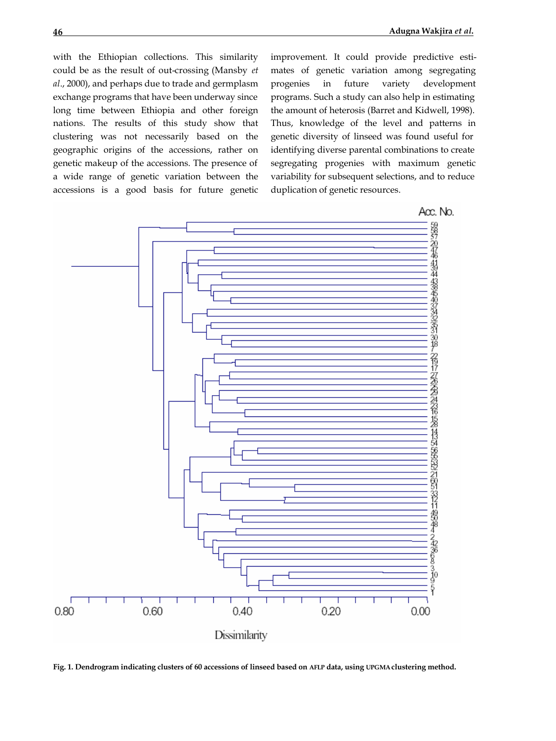with the Ethiopian collections. This similarity could be as the result of out-crossing (Mansby *et al*., 2000), and perhaps due to trade and germplasm exchange programs that have been underway since long time between Ethiopia and other foreign nations. The results of this study show that clustering was not necessarily based on the geographic origins of the accessions, rather on genetic makeup of the accessions. The presence of a wide range of genetic variation between the accessions is a good basis for future genetic improvement. It could provide predictive estimates of genetic variation among segregating progenies in future variety development programs. Such a study can also help in estimating the amount of heterosis (Barret and Kidwell, 1998). Thus, knowledge of the level and patterns in genetic diversity of linseed was found useful for identifying diverse parental combinations to create segregating progenies with maximum genetic variability for subsequent selections, and to reduce duplication of genetic resources.

**Fig. 1. Dendrogram indicating clusters of 60 accessions of linseed based on AFLP data, using UPGMA clustering method.**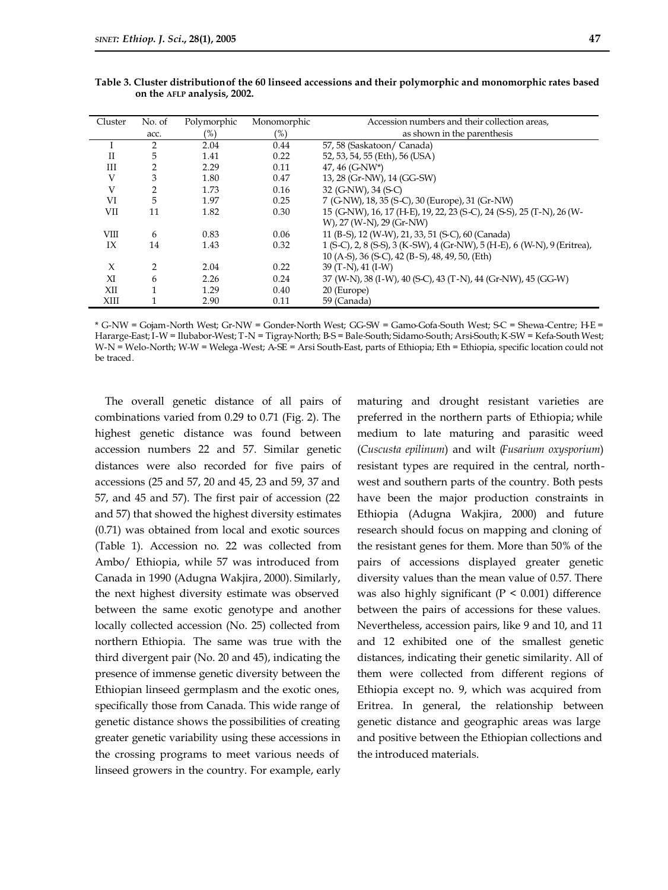**Table 3. Cluster distribution of the 60 linseed accessions and their polymorphic and monomorphic rates based on the AFLP analysis, 2002.**

| Cluster | No. of acc. | Polymorphic (%) | Monomorphic (%) | Accession numbers and their collection areas, as shown in the parenthesis |
|---|---|---|---|---|
| I | 2 | 2.04 | 0.44 | 57, 58 (Saskatoon/ Canada) |
| II | 5 | 1.41 | 0.22 | 52, 53, 54, 55 (Eth), 56 (USA) |
| III | 2 | 2.29 | 0.11 | 47, 46 (G-NW*) |
| V | 3 | 1.80 | 0.47 | 13, 28 (Gr-NW), 14 (GG-SW) |
| V | 2 | 1.73 | 0.16 | 32 (G-NW), 34 (S-C) |
| VI | 5 | 1.97 | 0.25 | 7 (G-NW), 18, 35 (S-C), 30 (Europe), 31 (Gr-NW) |
| VII | 11 | 1.82 | 0.30 | 15 (G-NW), 16, 17 (H-E), 19, 22, 23 (S-C), 24 (S-S), 25 (T-N), 26 (W-W), 27 (W-N), 29 (Gr-NW) |
| VIII | 6 | 0.83 | 0.06 | 11 (B-S), 12 (W-W), 21, 33, 51 (S-C), 60 (Canada) |
| IX | 14 | 1.43 | 0.32 | 1 (S-C), 2, 8 (S-S), 3 (K-SW), 4 (Gr-NW), 5 (H-E), 6 (W-N), 9 (Eritrea), 10 (A-S), 36 (S-C), 42 (B-S), 48, 49, 50, (Eth) |
| X | 2 | 2.04 | 0.22 | 39 (T-N), 41 (I-W) |
| XI | 6 | 2.26 | 0.24 | 37 (W-N), 38 (I-W), 40 (S-C), 43 (T-N), 44 (Gr-NW), 45 (GG-W) |
| XII | 1 | 1.29 | 0.40 | 20 (Europe) |
| XIII | 1 | 2.90 | 0.11 | 59 (Canada) |

\* G-NW = Gojam-North West; Gr-NW = Gonder-North West; GG-SW = Gamo-Gofa-South West; S-C = Shewa-Centre; H-E = Hararge-East; I-W = Ilubabor-West; T-N = Tigray-North; B-S = Bale-South; Sidamo-South; Arsi-South; K-SW = Kefa-South West; W-N = Welo-North; W-W = Welega-West; A-SE = Arsi South-East, parts of Ethiopia; Eth = Ethiopia, specific location could not be traced.

The overall genetic distance of all pairs of combinations varied from 0.29 to 0.71 (Fig. 2). The highest genetic distance was found between accession numbers 22 and 57. Similar genetic distances were also recorded for five pairs of accessions (25 and 57, 20 and 45, 23 and 59, 37 and 57, and 45 and 57). The first pair of accession (22 and 57) that showed the highest diversity estimates (0.71) was obtained from local and exotic sources (Table 1). Accession no. 22 was collected from Ambo/ Ethiopia, while 57 was introduced from Canada in 1990 (Adugna Wakjira, 2000). Similarly, the next highest diversity estimate was observed between the same exotic genotype and another locally collected accession (No. 25) collected from northern Ethiopia. The same was true with the third divergent pair (No. 20 and 45), indicating the presence of immense genetic diversity between the Ethiopian linseed germplasm and the exotic ones, specifically those from Canada. This wide range of genetic distance shows the possibilities of creating greater genetic variability using these accessions in the crossing programs to meet various needs of linseed growers in the country. For example, early maturing and drought resistant varieties are preferred in the northern parts of Ethiopia; while medium to late maturing and parasitic weed (*Cuscusta epilinum*) and wilt (*Fusarium oxysporium*) resistant types are required in the central, north-west and southern parts of the country. Both pests have been the major production constraints in Ethiopia (Adugna Wakjira, 2000) and future research should focus on mapping and cloning of the resistant genes for them. More than 50% of the pairs of accessions displayed greater genetic diversity values than the mean value of 0.57. There was also highly significant ($P < 0.001$) difference between the pairs of accessions for these values. Nevertheless, accession pairs, like 9 and 10, and 11 and 12 exhibited one of the smallest genetic distances, indicating their genetic similarity. All of them were collected from different regions of Ethiopia except no. 9, which was acquired from Eritrea. In general, the relationship between genetic distance and geographic areas was large and positive between the Ethiopian collections and the introduced materials.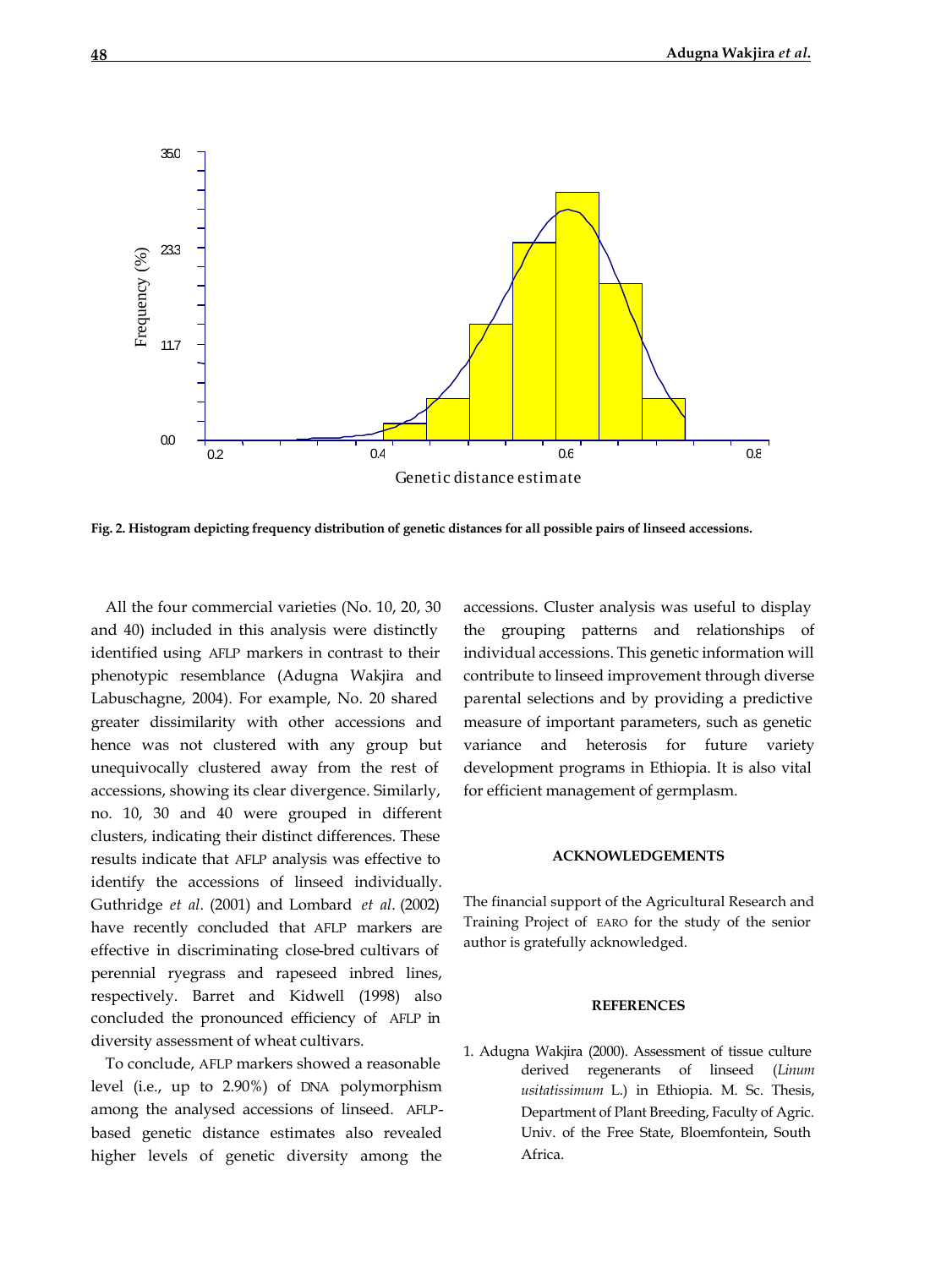Fig. 2. **Histogram depicting frequency distribution of genetic distances for all possible pairs of linseed accessions.**

All the four commercial varieties (No. 10, 20, 30 and 40) included in this analysis were distinctly identified using AFLP markers in contrast to their phenotypic resemblance (Adugna Wakjira and Labuschagne, 2004). For example, No. 20 shared greater dissimilarity with other accessions and hence was not clustered with any group but unequivocally clustered away from the rest of accessions, showing its clear divergence. Similarly, no. 10, 30 and 40 were grouped in different clusters, indicating their distinct differences. These results indicate that AFLP analysis was effective to identify the accessions of linseed individually. Guthridge *et al*. (2001) and Lombard *et al*. (2002) have recently concluded that AFLP markers are effective in discriminating close-bred cultivars of perennial ryegrass and rapeseed inbred lines, respectively. Barret and Kidwell (1998) also concluded the pronounced efficiency of AFLP in diversity assessment of wheat cultivars.

To conclude, AFLP markers showed a reasonable level (i.e., up to 2.90%) of DNA polymorphism among the analysed accessions of linseed. AFLP-based genetic distance estimates also revealed higher levels of genetic diversity among the accessions. Cluster analysis was useful to display the grouping patterns and relationships of individual accessions. This genetic information will contribute to linseed improvement through diverse parental selections and by providing a predictive measure of important parameters, such as genetic variance and heterosis for future variety development programs in Ethiopia. It is also vital for efficient management of germplasm.

## ACKNOWLEDGEMENTS

The financial support of the Agricultural Research and Training Project of EARO for the study of the senior author is gratefully acknowledged.

## REFERENCES

1. Adugna Wakjira (2000). Assessment of tissue culture derived regenerants of linseed (*Linum usitatissimum* L.) in Ethiopia. M. Sc. Thesis, Department of Plant Breeding, Faculty of Agric. Univ. of the Free State, Bloemfontein, South Africa.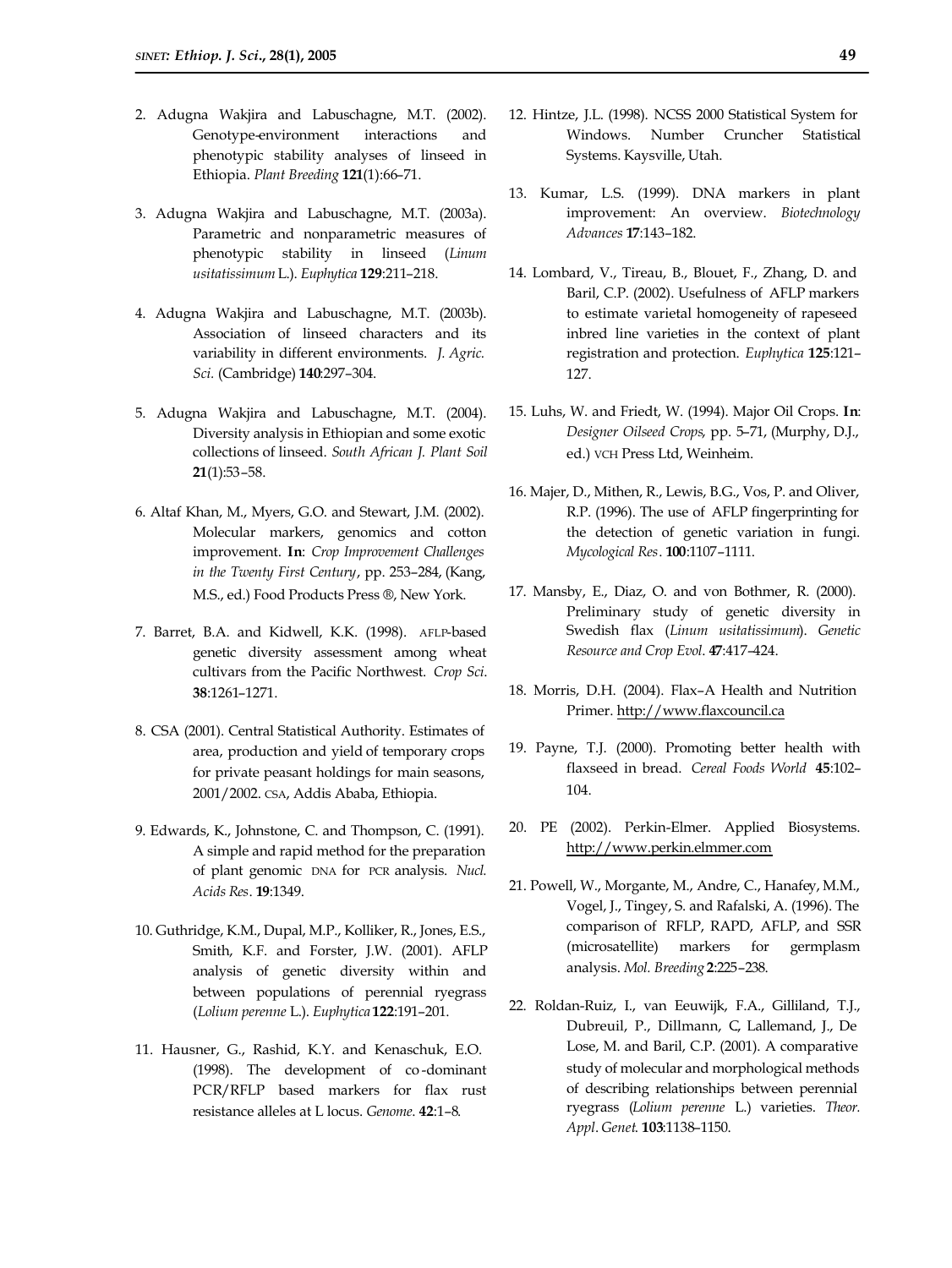2. Adugna Wakjira and Labuschagne, M.T. (2002). Genotype-environment interactions and phenotypic stability analyses of linseed in Ethiopia. *Plant Breeding* **121**(1):66–71.

3. Adugna Wakjira and Labuschagne, M.T. (2003a). Parametric and nonparametric measures of phenotypic stability in linseed (*Linum usitatissimum* L.). *Euphytica* **129**:211–218.

4. Adugna Wakjira and Labuschagne, M.T. (2003b). Association of linseed characters and its variability in different environments. *J. Agric. Sci.* (Cambridge) **140**:297–304.

5. Adugna Wakjira and Labuschagne, M.T. (2004). Diversity analysis in Ethiopian and some exotic collections of linseed. *South African J. Plant Soil* **21**(1):53–58.

6. Altaf Khan, M., Myers, G.O. and Stewart, J.M. (2002). Molecular markers, genomics and cotton improvement. **In**: *Crop Improvement Challenges in the Twenty First Century*, pp. 253–284, (Kang, M.S., ed.) Food Products Press ®, New York.

7. Barret, B.A. and Kidwell, K.K. (1998). AFLP-based genetic diversity assessment among wheat cultivars from the Pacific Northwest. *Crop Sci*. **38**:1261–1271.

8. CSA (2001). Central Statistical Authority. Estimates of area, production and yield of temporary crops for private peasant holdings for main seasons, 2001/2002. CSA, Addis Ababa, Ethiopia.

9. Edwards, K., Johnstone, C. and Thompson, C. (1991). A simple and rapid method for the preparation of plant genomic DNA for PCR analysis. *Nucl. Acids Res*. **19**:1349.

10. Guthridge, K.M., Dupal, M.P., Kolliker, R., Jones, E.S., Smith, K.F. and Forster, J.W. (2001). AFLP analysis of genetic diversity within and between populations of perennial ryegrass (*Lolium perenne* L.). *Euphytica* **122**:191–201.

11. Hausner, G., Rashid, K.Y. and Kenaschuk, E.O. (1998). The development of co-dominant PCR/RFLP based markers for flax rust resistance alleles at L locus. *Genome.* **42**:1–8.

12. Hintze, J.L. (1998). NCSS 2000 Statistical System for Windows. Number Cruncher Statistical Systems. Kaysville, Utah.

13. Kumar, L.S. (1999). DNA markers in plant improvement: An overview. *Biotechnology Advances* **17**:143–182.

14. Lombard, V., Tireau, B., Blouet, F., Zhang, D. and Baril, C.P. (2002). Usefulness of AFLP markers to estimate varietal homogeneity of rapeseed inbred line varieties in the context of plant registration and protection. *Euphytica* **125**:121–127.

15. Luhs, W. and Friedt, W. (1994). Major Oil Crops. **In**: *Designer Oilseed Crops*, pp. 5–71, (Murphy, D.J., ed.) VCH Press Ltd, Weinheim.

16. Majer, D., Mithen, R., Lewis, B.G., Vos, P. and Oliver, R.P. (1996). The use of AFLP fingerprinting for the detection of genetic variation in fungi. *Mycological Res*. **100**:1107–1111.

17. Mansby, E., Diaz, O. and von Bothmer, R. (2000). Preliminary study of genetic diversity in Swedish flax (*Linum usitatissimum*). *Genetic Resource and Crop Evol*. **47**:417–424.

18. Morris, D.H. (2004). Flax–A Health and Nutrition Primer. http://www.flaxcouncil.ca

19. Payne, T.J. (2000). Promoting better health with flaxseed in bread. *Cereal Foods World* **45**:102–104.

20. PE (2002). Perkin-Elmer. Applied Biosystems. http://www.perkin.elmmer.com

21. Powell, W., Morgante, M., Andre, C., Hanafey, M.M., Vogel, J., Tingey, S. and Rafalski, A. (1996). The comparison of RFLP, RAPD, AFLP, and SSR (microsatellite) markers for germplasm analysis. *Mol. Breeding* **2**:225–238.

22. Roldan-Ruiz, I., van Eeuwijk, F.A., Gilliland, T.J., Dubreuil, P., Dillmann, C, Lallemand, J., De Lose, M. and Baril, C.P. (2001). A comparative study of molecular and morphological methods of describing relationships between perennial ryegrass (*Lolium perenne* L.) varieties. *Theor. Appl. Genet.* **103**:1138–1150.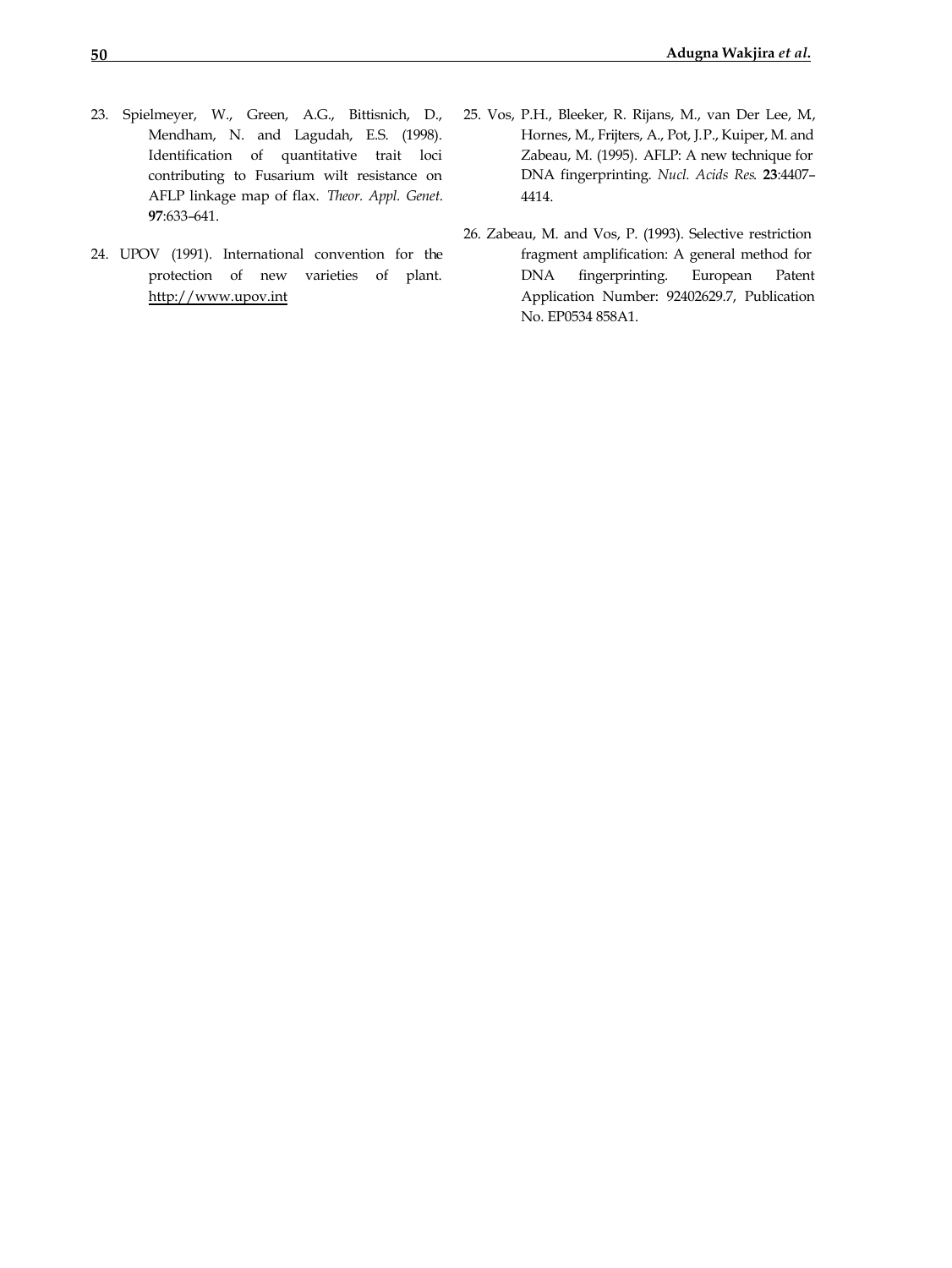23. Spielmeyer, W., Green, A.G., Bittisnich, D., Mendham, N. and Lagudah, E.S. (1998). Identification of quantitative trait loci contributing to Fusarium wilt resistance on AFLP linkage map of flax. *Theor. Appl. Genet.* **97**:633–641.

24. UPOV (1991). International convention for the protection of new varieties of plant. http://www.upov.int

25. Vos, P.H., Bleeker, R. Rijans, M., van Der Lee, M, Hornes, M., Frijters, A., Pot, J.P., Kuiper, M. and Zabeau, M. (1995). AFLP: A new technique for DNA fingerprinting. *Nucl. Acids Res.* **23**:4407–4414.

26. Zabeau, M. and Vos, P. (1993). Selective restriction fragment amplification: A general method for DNA fingerprinting. European Patent Application Number: 92402629.7, Publication No. EP0534 858A1.